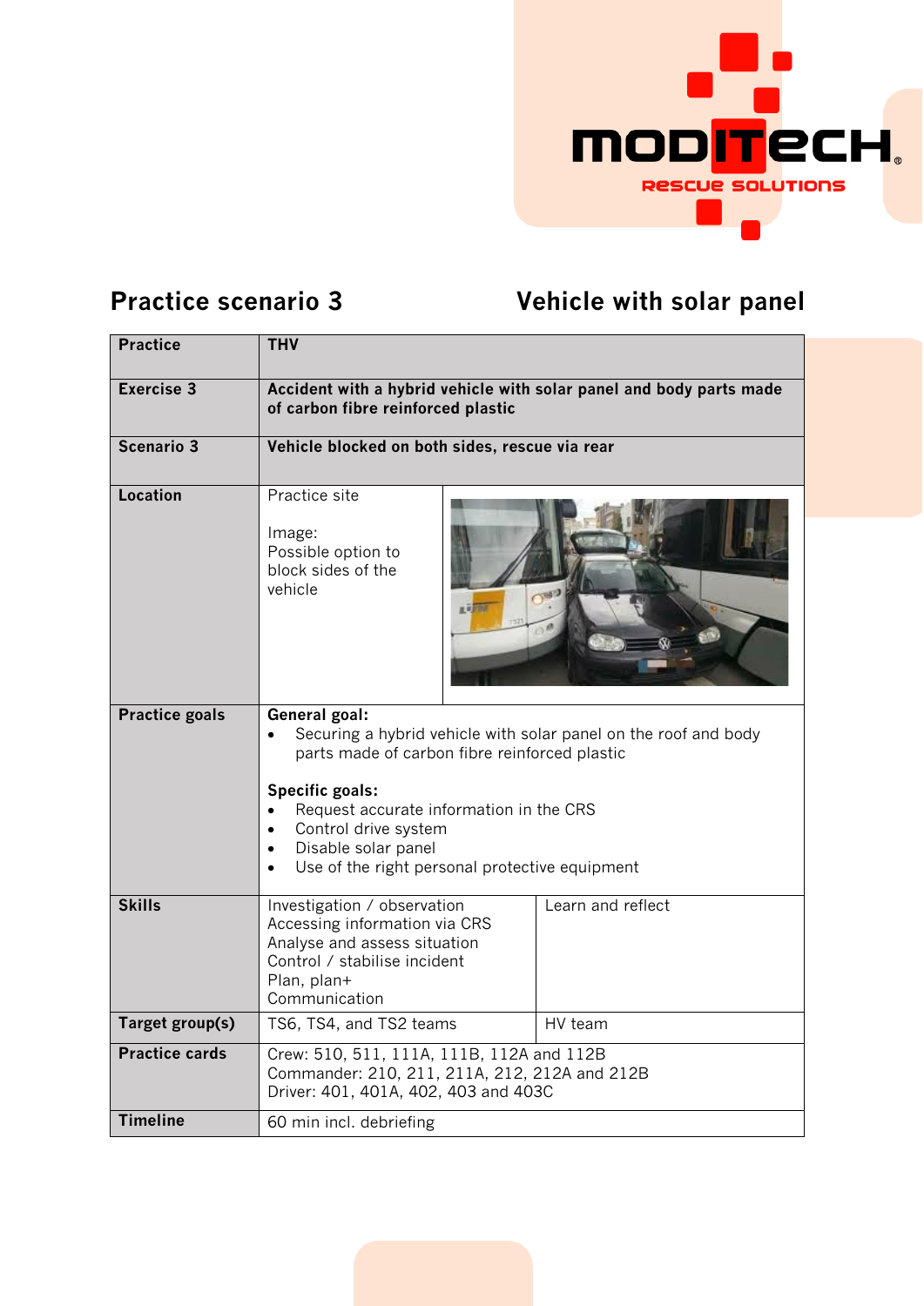## Practice scenario 3 — Vehicle with solar panel

| | | |
|---|---|---|
| **Practice** | **THV** | |
| **Exercise 3** | **Accident with a hybrid vehicle with solar panel and body parts made of carbon fibre reinforced plastic** | |
| **Scenario 3** | **Vehicle blocked on both sides, rescue via rear** | |
| **Location** | Practice site<br><br>Image:<br>Possible option to block sides of the vehicle | |
| **Practice goals** | **General goal:**<br>• Securing a hybrid vehicle with solar panel on the roof and body parts made of carbon fibre reinforced plastic<br><br>**Specific goals:**<br>• Request accurate information in the CRS<br>• Control drive system<br>• Disable solar panel<br>• Use of the right personal protective equipment | |
| **Skills** | Investigation / observation<br>Accessing information via CRS<br>Analyse and assess situation<br>Control / stabilise incident<br>Plan, plan+<br>Communication | Learn and reflect |
| **Target group(s)** | TS6, TS4, and TS2 teams | HV team |
| **Practice cards** | Crew: 510, 511, 111A, 111B, 112A and 112B<br>Commander: 210, 211, 211A, 212, 212A and 212B<br>Driver: 401, 401A, 402, 403 and 403C | |
| **Timeline** | 60 min incl. debriefing | |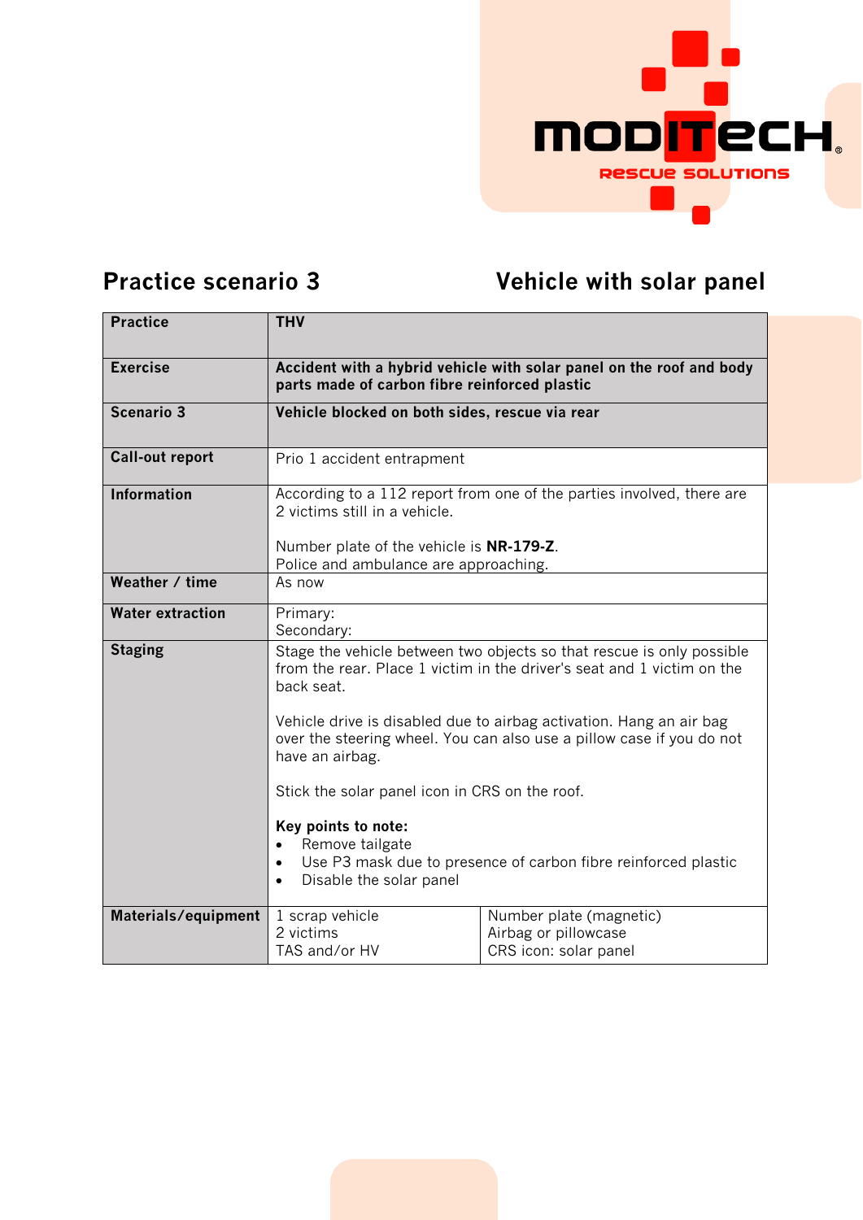## Practice scenario 3 — Vehicle with solar panel

| | | |
|---|---|---|
| **Practice** | **THV** | |
| **Exercise** | **Accident with a hybrid vehicle with solar panel on the roof and body parts made of carbon fibre reinforced plastic** | |
| **Scenario 3** | **Vehicle blocked on both sides, rescue via rear** | |
| **Call-out report** | Prio 1 accident entrapment | |
| **Information** | According to a 112 report from one of the parties involved, there are 2 victims still in a vehicle.<br><br>Number plate of the vehicle is **NR-179-Z**.<br>Police and ambulance are approaching. | |
| **Weather / time** | As now | |
| **Water extraction** | Primary:<br>Secondary: | |
| **Staging** | Stage the vehicle between two objects so that rescue is only possible from the rear. Place 1 victim in the driver's seat and 1 victim on the back seat.<br><br>Vehicle drive is disabled due to airbag activation. Hang an air bag over the steering wheel. You can also use a pillow case if you do not have an airbag.<br><br>Stick the solar panel icon in CRS on the roof.<br><br>**Key points to note:**<br>• Remove tailgate<br>• Use P3 mask due to presence of carbon fibre reinforced plastic<br>• Disable the solar panel | |
| **Materials/equipment** | 1 scrap vehicle<br>2 victims<br>TAS and/or HV | Number plate (magnetic)<br>Airbag or pillowcase<br>CRS icon: solar panel |